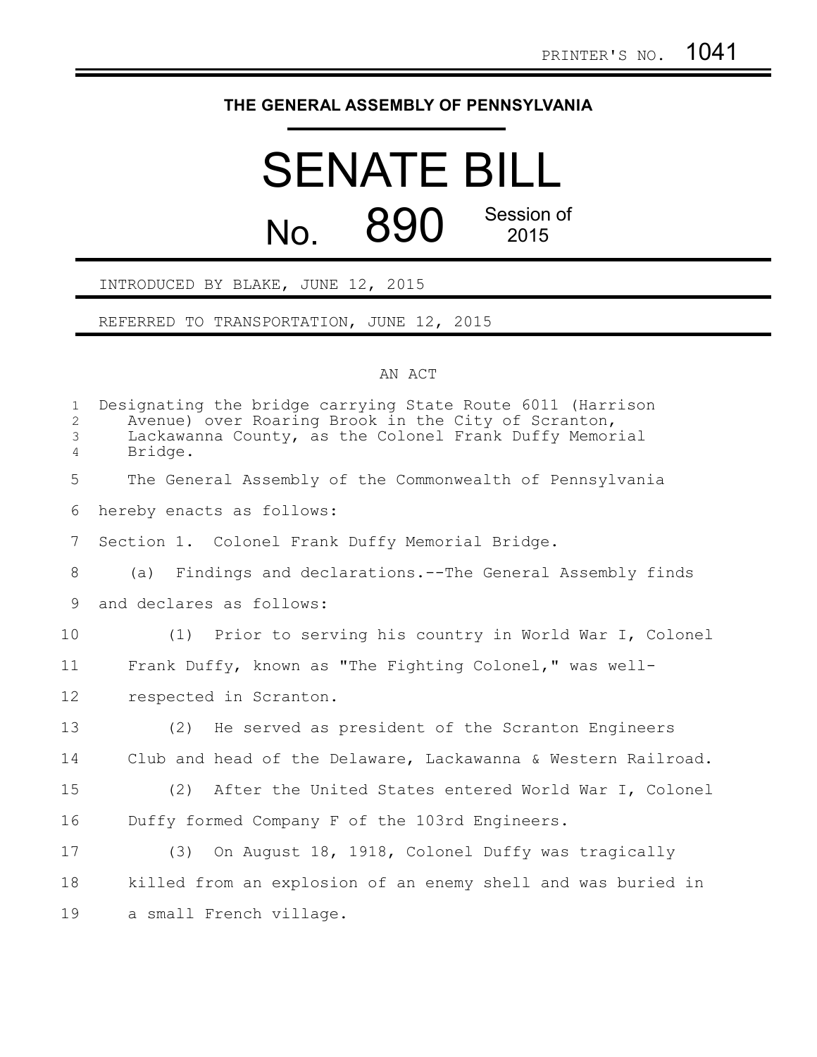PRINTER'S NO. 1041

# THE GENERAL ASSEMBLY OF PENNSYLVANIA

# SENATE BILL

## No. 890 Session of 2015

INTRODUCED BY BLAKE, JUNE 12, 2015

REFERRED TO TRANSPORTATION, JUNE 12, 2015

AN ACT

Designating the bridge carrying State Route 6011 (Harrison Avenue) over Roaring Brook in the City of Scranton, Lackawanna County, as the Colonel Frank Duffy Memorial Bridge.

The General Assembly of the Commonwealth of Pennsylvania hereby enacts as follows:

Section 1. Colonel Frank Duffy Memorial Bridge.

(a) Findings and declarations.--The General Assembly finds and declares as follows:

(1) Prior to serving his country in World War I, Colonel Frank Duffy, known as "The Fighting Colonel," was well-respected in Scranton.

(2) He served as president of the Scranton Engineers Club and head of the Delaware, Lackawanna & Western Railroad.

(2) After the United States entered World War I, Colonel Duffy formed Company F of the 103rd Engineers.

(3) On August 18, 1918, Colonel Duffy was tragically killed from an explosion of an enemy shell and was buried in a small French village.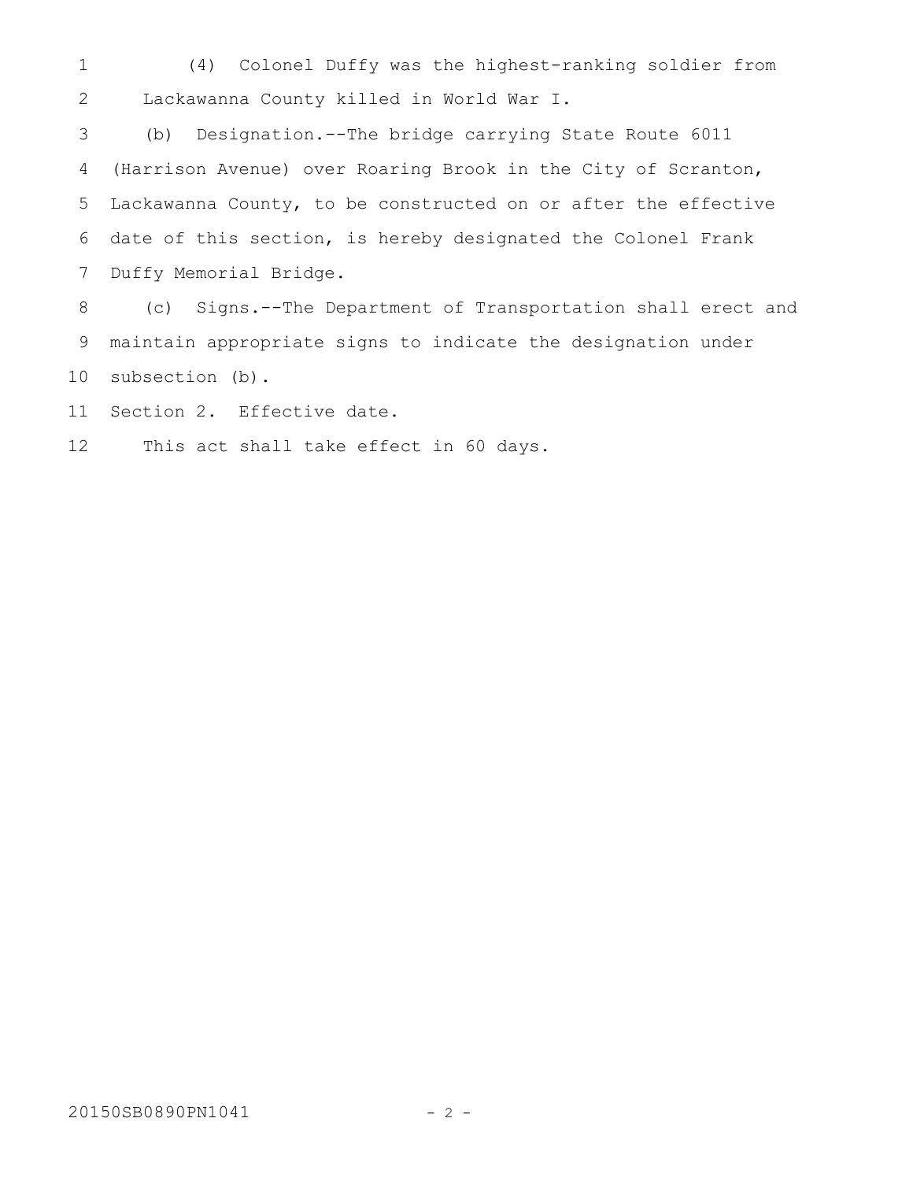(4) Colonel Duffy was the highest-ranking soldier from Lackawanna County killed in World War I.

(b) Designation.--The bridge carrying State Route 6011 (Harrison Avenue) over Roaring Brook in the City of Scranton, Lackawanna County, to be constructed on or after the effective date of this section, is hereby designated the Colonel Frank Duffy Memorial Bridge.

(c) Signs.--The Department of Transportation shall erect and maintain appropriate signs to indicate the designation under subsection (b).

Section 2. Effective date.

This act shall take effect in 60 days.